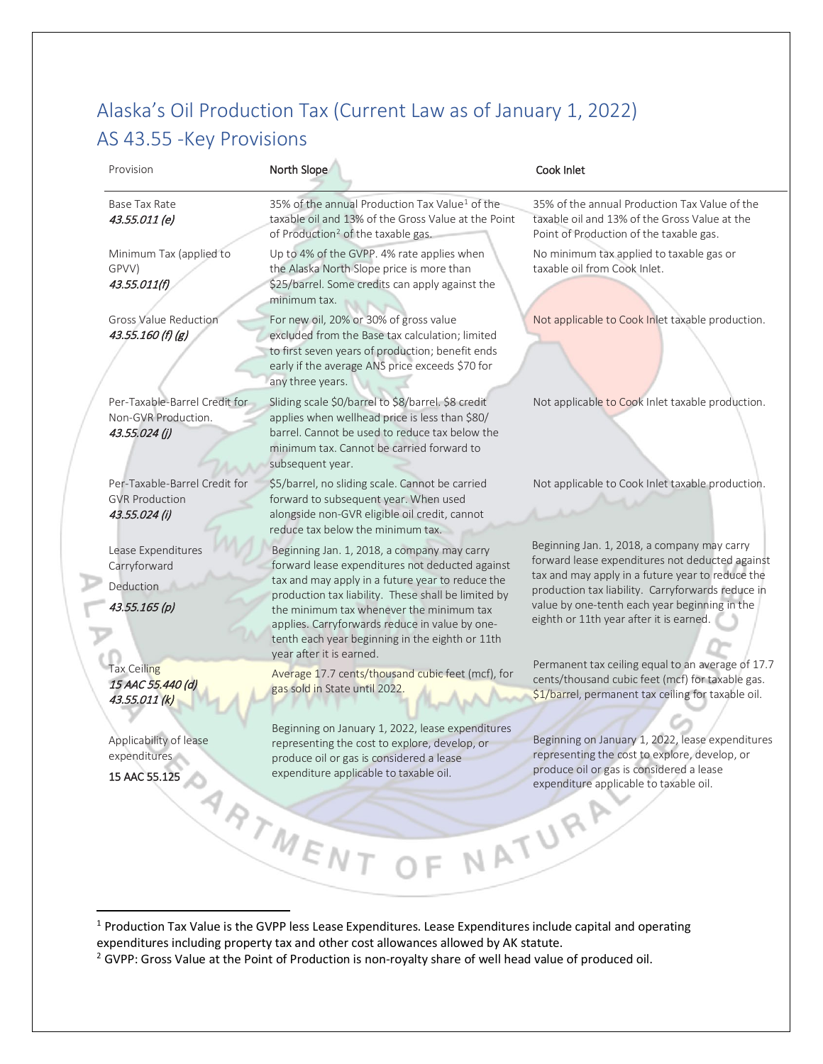# Alaska's Oil Production Tax (Current Law as of January 1, 2022)
## AS 43.55 -Key Provisions

| Provision | North Slope | Cook Inlet |
|---|---|---|
| Base Tax Rate *43.55.011 (e)* | 35% of the annual Production Tax Value[1] of the taxable oil and 13% of the Gross Value at the Point of Production[2] of the taxable gas. | 35% of the annual Production Tax Value of the taxable oil and 13% of the Gross Value at the Point of Production of the taxable gas. |
| Minimum Tax (applied to GPVV) *43.55.011(f)* | Up to 4% of the GVPP. 4% rate applies when the Alaska North Slope price is more than \$25/barrel. Some credits can apply against the minimum tax. | No minimum tax applied to taxable gas or taxable oil from Cook Inlet. |
| Gross Value Reduction *43.55.160 (f) (g)* | For new oil, 20% or 30% of gross value excluded from the Base tax calculation; limited to first seven years of production; benefit ends early if the average ANS price exceeds \$70 for any three years. | Not applicable to Cook Inlet taxable production. |
| Per-Taxable-Barrel Credit for Non-GVR Production. *43.55.024 (j)* | Sliding scale \$0/barrel to \$8/barrel. \$8 credit applies when wellhead price is less than \$80/ barrel. Cannot be used to reduce tax below the minimum tax. Cannot be carried forward to subsequent year. | Not applicable to Cook Inlet taxable production. |
| Per-Taxable-Barrel Credit for GVR Production *43.55.024 (i)* | \$5/barrel, no sliding scale. Cannot be carried forward to subsequent year. When used alongside non-GVR eligible oil credit, cannot reduce tax below the minimum tax. | Not applicable to Cook Inlet taxable production. |
| Lease Expenditures Carryforward Deduction *43.55.165 (p)* | Beginning Jan. 1, 2018, a company may carry forward lease expenditures not deducted against tax and may apply in a future year to reduce the production tax liability. These shall be limited by the minimum tax whenever the minimum tax applies. Carryforwards reduce in value by one-tenth each year beginning in the eighth or 11th year after it is earned. | Beginning Jan. 1, 2018, a company may carry forward lease expenditures not deducted against tax and may apply in a future year to reduce the production tax liability. Carryforwards reduce in value by one-tenth each year beginning in the eighth or 11th year after it is earned. |
| Tax Ceiling *15 AAC 55.440 (d)* *43.55.011 (k)* | Average 17.7 cents/thousand cubic feet (mcf), for gas sold in State until 2022. | Permanent tax ceiling equal to an average of 17.7 cents/thousand cubic feet (mcf) for taxable gas. \$1/barrel, permanent tax ceiling for taxable oil. |
| Applicability of lease expenditures 15 AAC 55.125 | Beginning on January 1, 2022, lease expenditures representing the cost to explore, develop, or produce oil or gas is considered a lease expenditure applicable to taxable oil. | Beginning on January 1, 2022, lease expenditures representing the cost to explore, develop, or produce oil or gas is considered a lease expenditure applicable to taxable oil. |

[1] Production Tax Value is the GVPP less Lease Expenditures. Lease Expenditures include capital and operating expenditures including property tax and other cost allowances allowed by AK statute.

[2] GVPP: Gross Value at the Point of Production is non-royalty share of well head value of produced oil.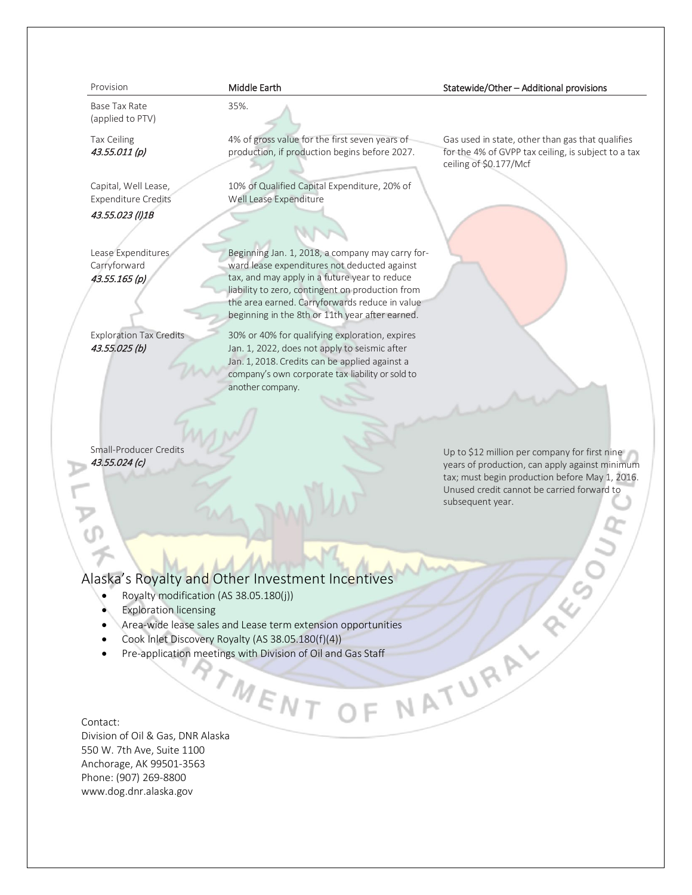| Provision | Middle Earth | Statewide/Other – Additional provisions |
| --- | --- | --- |
| Base Tax Rate (applied to PTV) | 35%. | |
| Tax Ceiling ***43.55.011 (p)*** | 4% of gross value for the first seven years of production, if production begins before 2027. | Gas used in state, other than gas that qualifies for the 4% of GVPP tax ceiling, is subject to a tax ceiling of $0.177/Mcf |
| Capital, Well Lease, Expenditure Credits ***43.55.023 (l)1B*** | 10% of Qualified Capital Expenditure, 20% of Well Lease Expenditure | |
| Lease Expenditures Carryforward ***43.55.165 (p)*** | Beginning Jan. 1, 2018, a company may carry forward lease expenditures not deducted against tax, and may apply in a future year to reduce liability to zero, contingent on production from the area earned. Carryforwards reduce in value beginning in the 8th or 11th year after earned. | |
| Exploration Tax Credits ***43.55.025 (b)*** | 30% or 40% for qualifying exploration, expires Jan. 1, 2022, does not apply to seismic after Jan. 1, 2018. Credits can be applied against a company's own corporate tax liability or sold to another company. | |
| Small-Producer Credits ***43.55.024 (c)*** | | Up to $12 million per company for first nine years of production, can apply against minimum tax; must begin production before May 1, 2016. Unused credit cannot be carried forward to subsequent year. |

## Alaska's Royalty and Other Investment Incentives

- Royalty modification (AS 38.05.180(j))
- Exploration licensing
- Area-wide lease sales and Lease term extension opportunities
- Cook Inlet Discovery Royalty (AS 38.05.180(f)(4))
- Pre-application meetings with Division of Oil and Gas Staff

Contact:
Division of Oil & Gas, DNR Alaska
550 W. 7th Ave, Suite 1100
Anchorage, AK 99501-3563
Phone: (907) 269-8800
www.dog.dnr.alaska.gov